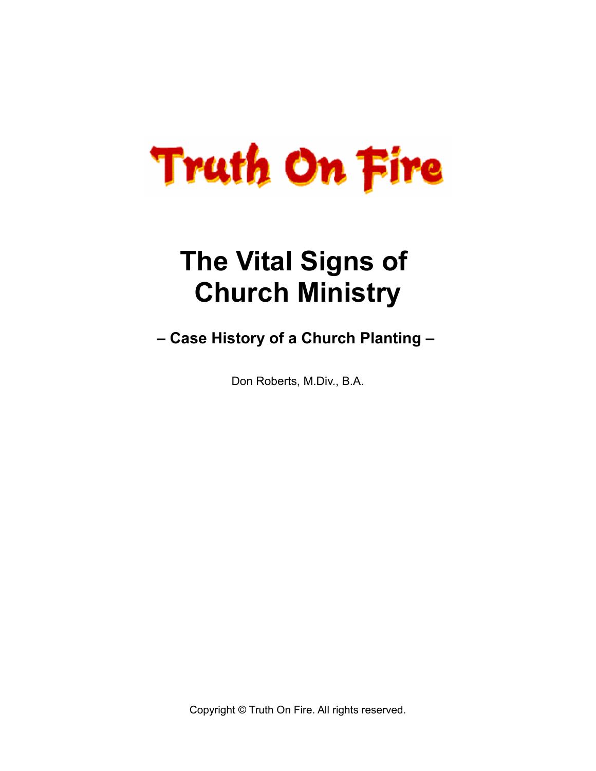Truth On Fire

# The Vital Signs of Church Ministry

## – Case History of a Church Planting –

Don Roberts, M.Div., B.A.

Copyright © Truth On Fire. All rights reserved.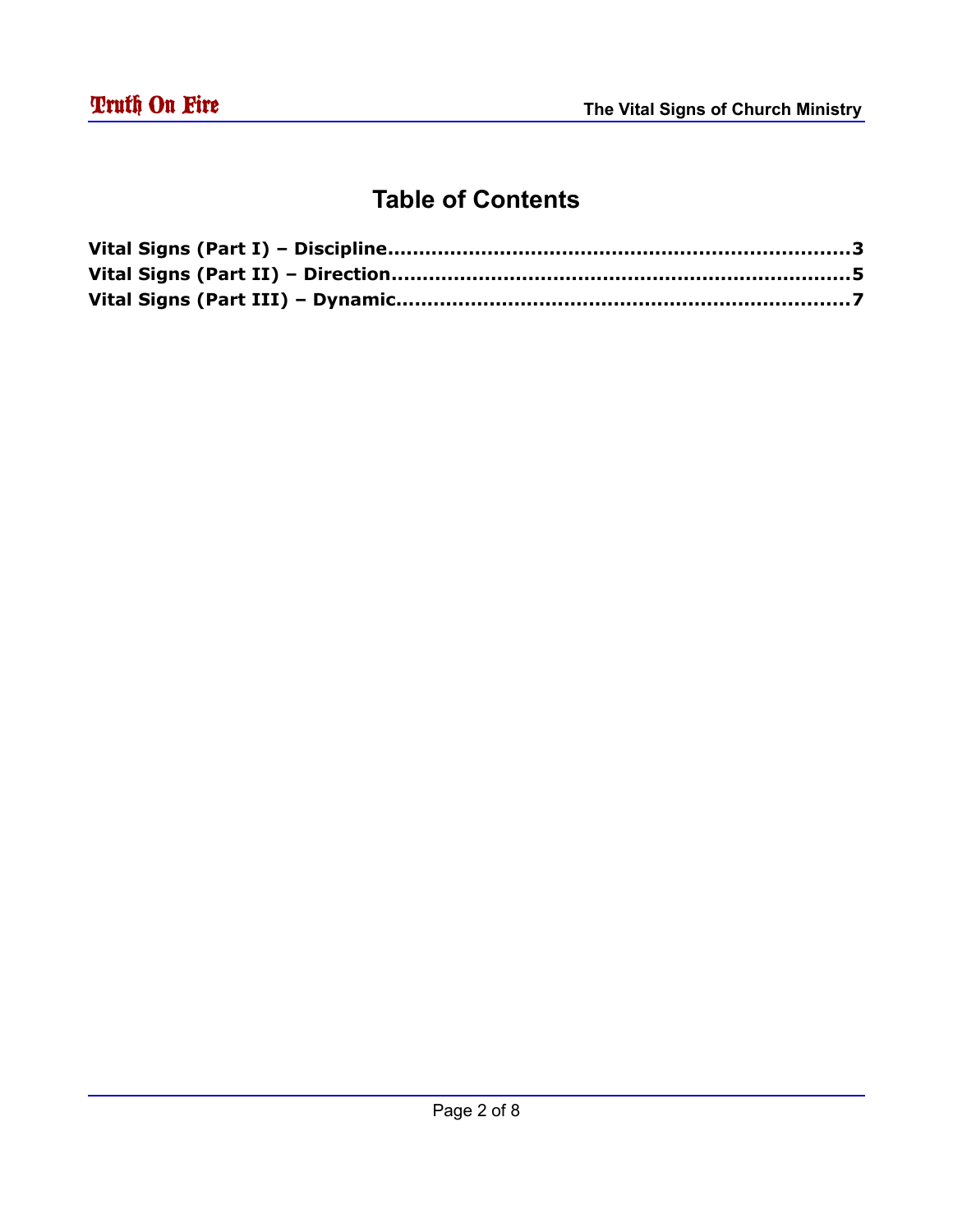# Table of Contents

**Vital Signs (Part I) – Discipline..........................................................................3**
**Vital Signs (Part II) – Direction..........................................................................5**
**Vital Signs (Part III) – Dynamic..........................................................................7**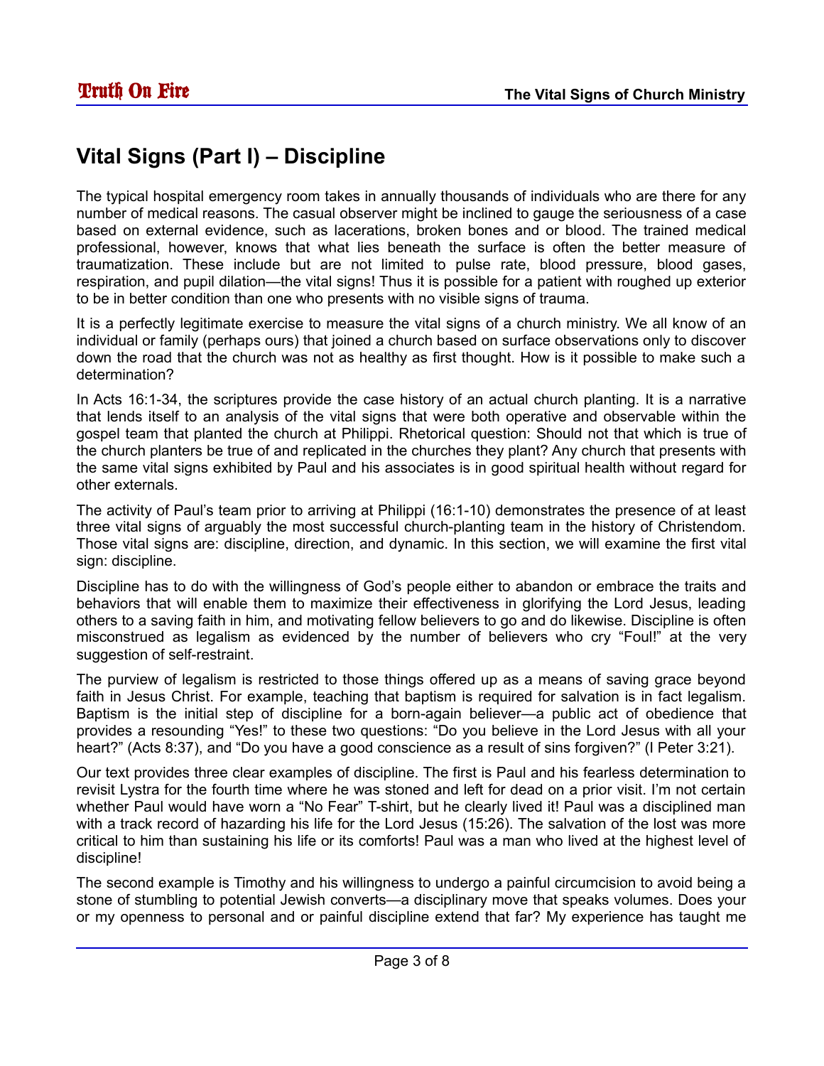## Vital Signs (Part I) – Discipline

The typical hospital emergency room takes in annually thousands of individuals who are there for any number of medical reasons. The casual observer might be inclined to gauge the seriousness of a case based on external evidence, such as lacerations, broken bones and or blood. The trained medical professional, however, knows that what lies beneath the surface is often the better measure of traumatization. These include but are not limited to pulse rate, blood pressure, blood gases, respiration, and pupil dilation—the vital signs! Thus it is possible for a patient with roughed up exterior to be in better condition than one who presents with no visible signs of trauma.

It is a perfectly legitimate exercise to measure the vital signs of a church ministry. We all know of an individual or family (perhaps ours) that joined a church based on surface observations only to discover down the road that the church was not as healthy as first thought. How is it possible to make such a determination?

In Acts 16:1-34, the scriptures provide the case history of an actual church planting. It is a narrative that lends itself to an analysis of the vital signs that were both operative and observable within the gospel team that planted the church at Philippi. Rhetorical question: Should not that which is true of the church planters be true of and replicated in the churches they plant? Any church that presents with the same vital signs exhibited by Paul and his associates is in good spiritual health without regard for other externals.

The activity of Paul's team prior to arriving at Philippi (16:1-10) demonstrates the presence of at least three vital signs of arguably the most successful church-planting team in the history of Christendom. Those vital signs are: discipline, direction, and dynamic. In this section, we will examine the first vital sign: discipline.

Discipline has to do with the willingness of God's people either to abandon or embrace the traits and behaviors that will enable them to maximize their effectiveness in glorifying the Lord Jesus, leading others to a saving faith in him, and motivating fellow believers to go and do likewise. Discipline is often misconstrued as legalism as evidenced by the number of believers who cry "Foul!" at the very suggestion of self-restraint.

The purview of legalism is restricted to those things offered up as a means of saving grace beyond faith in Jesus Christ. For example, teaching that baptism is required for salvation is in fact legalism. Baptism is the initial step of discipline for a born-again believer—a public act of obedience that provides a resounding "Yes!" to these two questions: "Do you believe in the Lord Jesus with all your heart?" (Acts 8:37), and "Do you have a good conscience as a result of sins forgiven?" (I Peter 3:21).

Our text provides three clear examples of discipline. The first is Paul and his fearless determination to revisit Lystra for the fourth time where he was stoned and left for dead on a prior visit. I'm not certain whether Paul would have worn a "No Fear" T-shirt, but he clearly lived it! Paul was a disciplined man with a track record of hazarding his life for the Lord Jesus (15:26). The salvation of the lost was more critical to him than sustaining his life or its comforts! Paul was a man who lived at the highest level of discipline!

The second example is Timothy and his willingness to undergo a painful circumcision to avoid being a stone of stumbling to potential Jewish converts—a disciplinary move that speaks volumes. Does your or my openness to personal and or painful discipline extend that far? My experience has taught me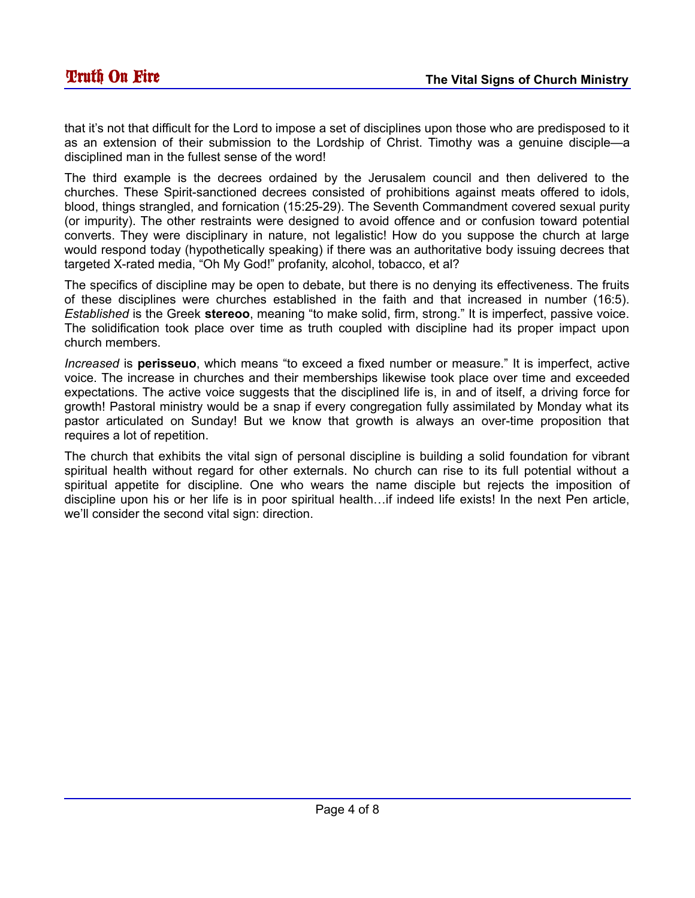that it's not that difficult for the Lord to impose a set of disciplines upon those who are predisposed to it as an extension of their submission to the Lordship of Christ. Timothy was a genuine disciple—a disciplined man in the fullest sense of the word!

The third example is the decrees ordained by the Jerusalem council and then delivered to the churches. These Spirit-sanctioned decrees consisted of prohibitions against meats offered to idols, blood, things strangled, and fornication (15:25-29). The Seventh Commandment covered sexual purity (or impurity). The other restraints were designed to avoid offence and or confusion toward potential converts. They were disciplinary in nature, not legalistic! How do you suppose the church at large would respond today (hypothetically speaking) if there was an authoritative body issuing decrees that targeted X-rated media, "Oh My God!" profanity, alcohol, tobacco, et al?

The specifics of discipline may be open to debate, but there is no denying its effectiveness. The fruits of these disciplines were churches established in the faith and that increased in number (16:5). *Established* is the Greek **stereoo**, meaning "to make solid, firm, strong." It is imperfect, passive voice. The solidification took place over time as truth coupled with discipline had its proper impact upon church members.

*Increased* is **perisseuo**, which means "to exceed a fixed number or measure." It is imperfect, active voice. The increase in churches and their memberships likewise took place over time and exceeded expectations. The active voice suggests that the disciplined life is, in and of itself, a driving force for growth! Pastoral ministry would be a snap if every congregation fully assimilated by Monday what its pastor articulated on Sunday! But we know that growth is always an over-time proposition that requires a lot of repetition.

The church that exhibits the vital sign of personal discipline is building a solid foundation for vibrant spiritual health without regard for other externals. No church can rise to its full potential without a spiritual appetite for discipline. One who wears the name disciple but rejects the imposition of discipline upon his or her life is in poor spiritual health…if indeed life exists! In the next Pen article, we'll consider the second vital sign: direction.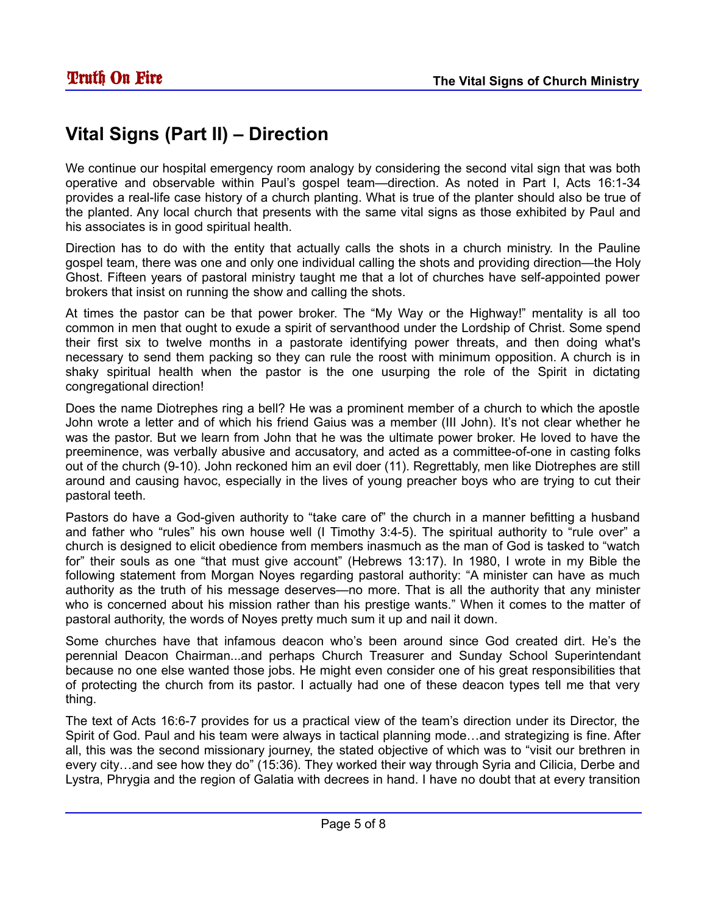## Vital Signs (Part II) – Direction

We continue our hospital emergency room analogy by considering the second vital sign that was both operative and observable within Paul's gospel team—direction. As noted in Part I, Acts 16:1-34 provides a real-life case history of a church planting. What is true of the planter should also be true of the planted. Any local church that presents with the same vital signs as those exhibited by Paul and his associates is in good spiritual health.

Direction has to do with the entity that actually calls the shots in a church ministry. In the Pauline gospel team, there was one and only one individual calling the shots and providing direction—the Holy Ghost. Fifteen years of pastoral ministry taught me that a lot of churches have self-appointed power brokers that insist on running the show and calling the shots.

At times the pastor can be that power broker. The "My Way or the Highway!" mentality is all too common in men that ought to exude a spirit of servanthood under the Lordship of Christ. Some spend their first six to twelve months in a pastorate identifying power threats, and then doing what's necessary to send them packing so they can rule the roost with minimum opposition. A church is in shaky spiritual health when the pastor is the one usurping the role of the Spirit in dictating congregational direction!

Does the name Diotrephes ring a bell? He was a prominent member of a church to which the apostle John wrote a letter and of which his friend Gaius was a member (III John). It's not clear whether he was the pastor. But we learn from John that he was the ultimate power broker. He loved to have the preeminence, was verbally abusive and accusatory, and acted as a committee-of-one in casting folks out of the church (9-10). John reckoned him an evil doer (11). Regrettably, men like Diotrephes are still around and causing havoc, especially in the lives of young preacher boys who are trying to cut their pastoral teeth.

Pastors do have a God-given authority to "take care of" the church in a manner befitting a husband and father who "rules" his own house well (I Timothy 3:4-5). The spiritual authority to "rule over" a church is designed to elicit obedience from members inasmuch as the man of God is tasked to "watch for" their souls as one "that must give account" (Hebrews 13:17). In 1980, I wrote in my Bible the following statement from Morgan Noyes regarding pastoral authority: "A minister can have as much authority as the truth of his message deserves—no more. That is all the authority that any minister who is concerned about his mission rather than his prestige wants." When it comes to the matter of pastoral authority, the words of Noyes pretty much sum it up and nail it down.

Some churches have that infamous deacon who's been around since God created dirt. He's the perennial Deacon Chairman...and perhaps Church Treasurer and Sunday School Superintendant because no one else wanted those jobs. He might even consider one of his great responsibilities that of protecting the church from its pastor. I actually had one of these deacon types tell me that very thing.

The text of Acts 16:6-7 provides for us a practical view of the team's direction under its Director, the Spirit of God. Paul and his team were always in tactical planning mode…and strategizing is fine. After all, this was the second missionary journey, the stated objective of which was to "visit our brethren in every city…and see how they do" (15:36). They worked their way through Syria and Cilicia, Derbe and Lystra, Phrygia and the region of Galatia with decrees in hand. I have no doubt that at every transition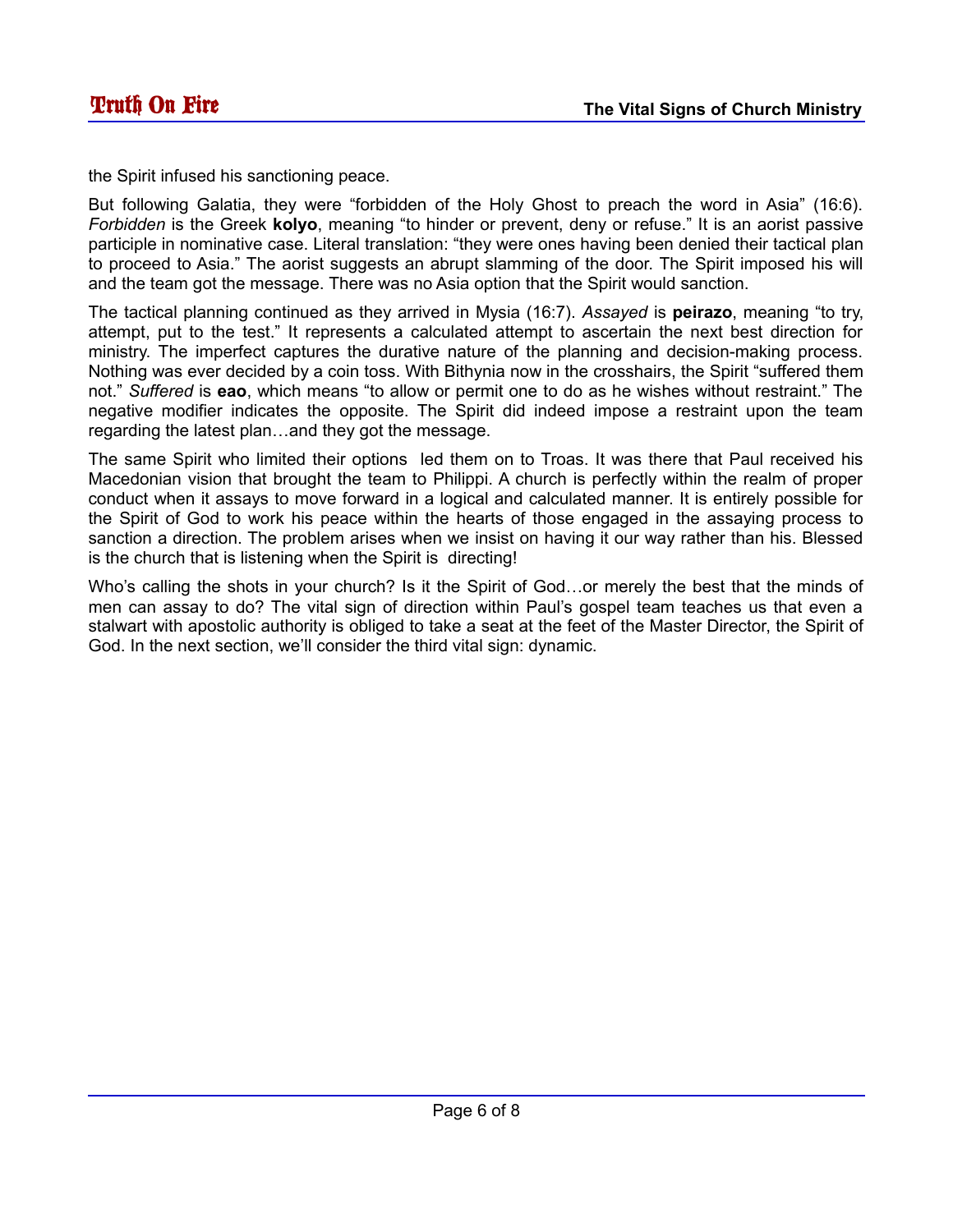the Spirit infused his sanctioning peace.

But following Galatia, they were "forbidden of the Holy Ghost to preach the word in Asia" (16:6). *Forbidden* is the Greek **kolyo**, meaning "to hinder or prevent, deny or refuse." It is an aorist passive participle in nominative case. Literal translation: "they were ones having been denied their tactical plan to proceed to Asia." The aorist suggests an abrupt slamming of the door. The Spirit imposed his will and the team got the message. There was no Asia option that the Spirit would sanction.

The tactical planning continued as they arrived in Mysia (16:7). *Assayed* is **peirazo**, meaning "to try, attempt, put to the test." It represents a calculated attempt to ascertain the next best direction for ministry. The imperfect captures the durative nature of the planning and decision-making process. Nothing was ever decided by a coin toss. With Bithynia now in the crosshairs, the Spirit "suffered them not." *Suffered* is **eao**, which means "to allow or permit one to do as he wishes without restraint." The negative modifier indicates the opposite. The Spirit did indeed impose a restraint upon the team regarding the latest plan…and they got the message.

The same Spirit who limited their options led them on to Troas. It was there that Paul received his Macedonian vision that brought the team to Philippi. A church is perfectly within the realm of proper conduct when it assays to move forward in a logical and calculated manner. It is entirely possible for the Spirit of God to work his peace within the hearts of those engaged in the assaying process to sanction a direction. The problem arises when we insist on having it our way rather than his. Blessed is the church that is listening when the Spirit is directing!

Who's calling the shots in your church? Is it the Spirit of God…or merely the best that the minds of men can assay to do? The vital sign of direction within Paul's gospel team teaches us that even a stalwart with apostolic authority is obliged to take a seat at the feet of the Master Director, the Spirit of God. In the next section, we'll consider the third vital sign: dynamic.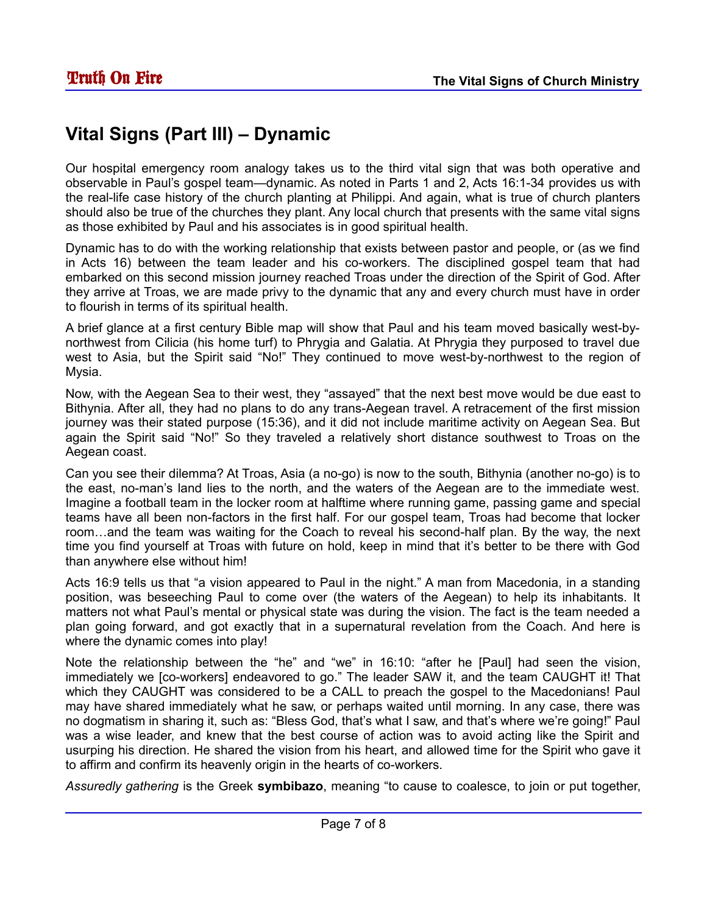## Vital Signs (Part III) – Dynamic

Our hospital emergency room analogy takes us to the third vital sign that was both operative and observable in Paul's gospel team—dynamic. As noted in Parts 1 and 2, Acts 16:1-34 provides us with the real-life case history of the church planting at Philippi. And again, what is true of church planters should also be true of the churches they plant. Any local church that presents with the same vital signs as those exhibited by Paul and his associates is in good spiritual health.

Dynamic has to do with the working relationship that exists between pastor and people, or (as we find in Acts 16) between the team leader and his co-workers. The disciplined gospel team that had embarked on this second mission journey reached Troas under the direction of the Spirit of God. After they arrive at Troas, we are made privy to the dynamic that any and every church must have in order to flourish in terms of its spiritual health.

A brief glance at a first century Bible map will show that Paul and his team moved basically west-by-northwest from Cilicia (his home turf) to Phrygia and Galatia. At Phrygia they purposed to travel due west to Asia, but the Spirit said "No!" They continued to move west-by-northwest to the region of Mysia.

Now, with the Aegean Sea to their west, they "assayed" that the next best move would be due east to Bithynia. After all, they had no plans to do any trans-Aegean travel. A retracement of the first mission journey was their stated purpose (15:36), and it did not include maritime activity on Aegean Sea. But again the Spirit said "No!" So they traveled a relatively short distance southwest to Troas on the Aegean coast.

Can you see their dilemma? At Troas, Asia (a no-go) is now to the south, Bithynia (another no-go) is to the east, no-man's land lies to the north, and the waters of the Aegean are to the immediate west. Imagine a football team in the locker room at halftime where running game, passing game and special teams have all been non-factors in the first half. For our gospel team, Troas had become that locker room…and the team was waiting for the Coach to reveal his second-half plan. By the way, the next time you find yourself at Troas with future on hold, keep in mind that it's better to be there with God than anywhere else without him!

Acts 16:9 tells us that "a vision appeared to Paul in the night." A man from Macedonia, in a standing position, was beseeching Paul to come over (the waters of the Aegean) to help its inhabitants. It matters not what Paul's mental or physical state was during the vision. The fact is the team needed a plan going forward, and got exactly that in a supernatural revelation from the Coach. And here is where the dynamic comes into play!

Note the relationship between the "he" and "we" in 16:10: "after he [Paul] had seen the vision, immediately we [co-workers] endeavored to go." The leader SAW it, and the team CAUGHT it! That which they CAUGHT was considered to be a CALL to preach the gospel to the Macedonians! Paul may have shared immediately what he saw, or perhaps waited until morning. In any case, there was no dogmatism in sharing it, such as: "Bless God, that's what I saw, and that's where we're going!" Paul was a wise leader, and knew that the best course of action was to avoid acting like the Spirit and usurping his direction. He shared the vision from his heart, and allowed time for the Spirit who gave it to affirm and confirm its heavenly origin in the hearts of co-workers.

*Assuredly gathering* is the Greek **symbibazo**, meaning "to cause to coalesce, to join or put together,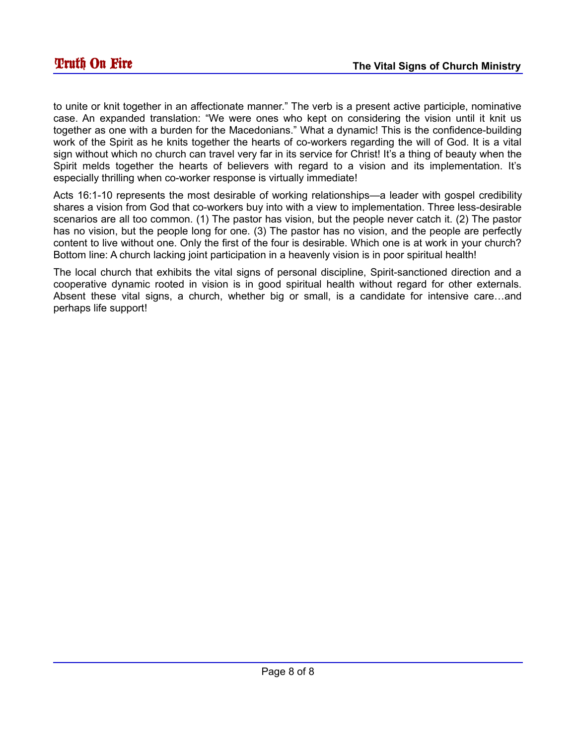to unite or knit together in an affectionate manner." The verb is a present active participle, nominative case. An expanded translation: "We were ones who kept on considering the vision until it knit us together as one with a burden for the Macedonians." What a dynamic! This is the confidence-building work of the Spirit as he knits together the hearts of co-workers regarding the will of God. It is a vital sign without which no church can travel very far in its service for Christ! It's a thing of beauty when the Spirit melds together the hearts of believers with regard to a vision and its implementation. It's especially thrilling when co-worker response is virtually immediate!

Acts 16:1-10 represents the most desirable of working relationships—a leader with gospel credibility shares a vision from God that co-workers buy into with a view to implementation. Three less-desirable scenarios are all too common. (1) The pastor has vision, but the people never catch it. (2) The pastor has no vision, but the people long for one. (3) The pastor has no vision, and the people are perfectly content to live without one. Only the first of the four is desirable. Which one is at work in your church? Bottom line: A church lacking joint participation in a heavenly vision is in poor spiritual health!

The local church that exhibits the vital signs of personal discipline, Spirit-sanctioned direction and a cooperative dynamic rooted in vision is in good spiritual health without regard for other externals. Absent these vital signs, a church, whether big or small, is a candidate for intensive care…and perhaps life support!